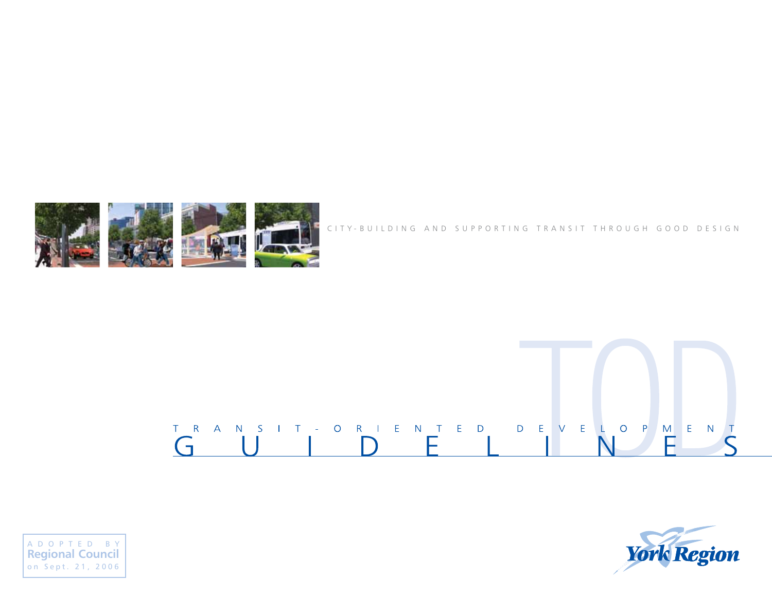CITY-BUILDING AND SUPPORTING TRANSIT THROUGH GOOD DESIGN

# TRANSIT-ORIENTED DEVELOPMENT GUIDELINES

TOD

ADOPTED BY
**Regional Council**
on Sept. 21, 2006

York Region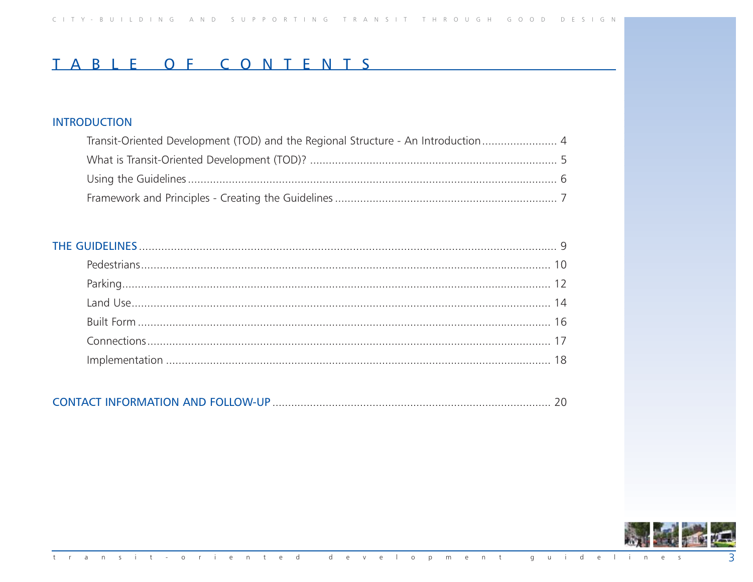# TABLE OF CONTENTS

## INTRODUCTION

- Transit-Oriented Development (TOD) and the Regional Structure - An Introduction ........ 4
- What is Transit-Oriented Development (TOD)? ........ 5
- Using the Guidelines ........ 6
- Framework and Principles - Creating the Guidelines ........ 7

## THE GUIDELINES ........ 9

- Pedestrians ........ 10
- Parking ........ 12
- Land Use ........ 14
- Built Form ........ 16
- Connections ........ 17
- Implementation ........ 18

## CONTACT INFORMATION AND FOLLOW-UP ........ 20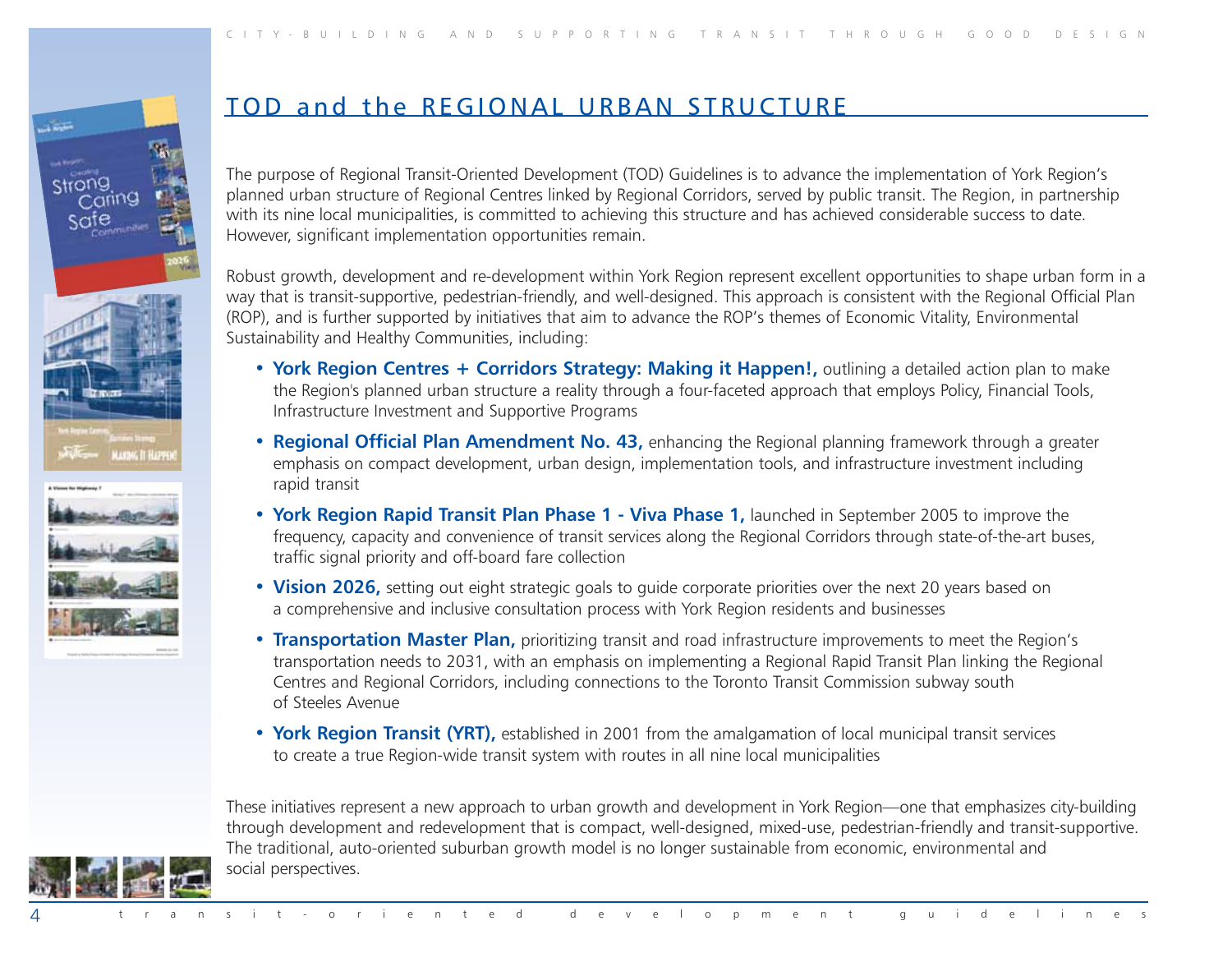# TOD and the REGIONAL URBAN STRUCTURE

The purpose of Regional Transit-Oriented Development (TOD) Guidelines is to advance the implementation of York Region's planned urban structure of Regional Centres linked by Regional Corridors, served by public transit. The Region, in partnership with its nine local municipalities, is committed to achieving this structure and has achieved considerable success to date. However, significant implementation opportunities remain.

Robust growth, development and re-development within York Region represent excellent opportunities to shape urban form in a way that is transit-supportive, pedestrian-friendly, and well-designed. This approach is consistent with the Regional Official Plan (ROP), and is further supported by initiatives that aim to advance the ROP's themes of Economic Vitality, Environmental Sustainability and Healthy Communities, including:

- **York Region Centres + Corridors Strategy: Making it Happen!,** outlining a detailed action plan to make the Region's planned urban structure a reality through a four-faceted approach that employs Policy, Financial Tools, Infrastructure Investment and Supportive Programs
- **Regional Official Plan Amendment No. 43,** enhancing the Regional planning framework through a greater emphasis on compact development, urban design, implementation tools, and infrastructure investment including rapid transit
- **York Region Rapid Transit Plan Phase 1 - Viva Phase 1,** launched in September 2005 to improve the frequency, capacity and convenience of transit services along the Regional Corridors through state-of-the-art buses, traffic signal priority and off-board fare collection
- **Vision 2026,** setting out eight strategic goals to guide corporate priorities over the next 20 years based on a comprehensive and inclusive consultation process with York Region residents and businesses
- **Transportation Master Plan,** prioritizing transit and road infrastructure improvements to meet the Region's transportation needs to 2031, with an emphasis on implementing a Regional Rapid Transit Plan linking the Regional Centres and Regional Corridors, including connections to the Toronto Transit Commission subway south of Steeles Avenue
- **York Region Transit (YRT),** established in 2001 from the amalgamation of local municipal transit services to create a true Region-wide transit system with routes in all nine local municipalities

These initiatives represent a new approach to urban growth and development in York Region—one that emphasizes city-building through development and redevelopment that is compact, well-designed, mixed-use, pedestrian-friendly and transit-supportive. The traditional, auto-oriented suburban growth model is no longer sustainable from economic, environmental and social perspectives.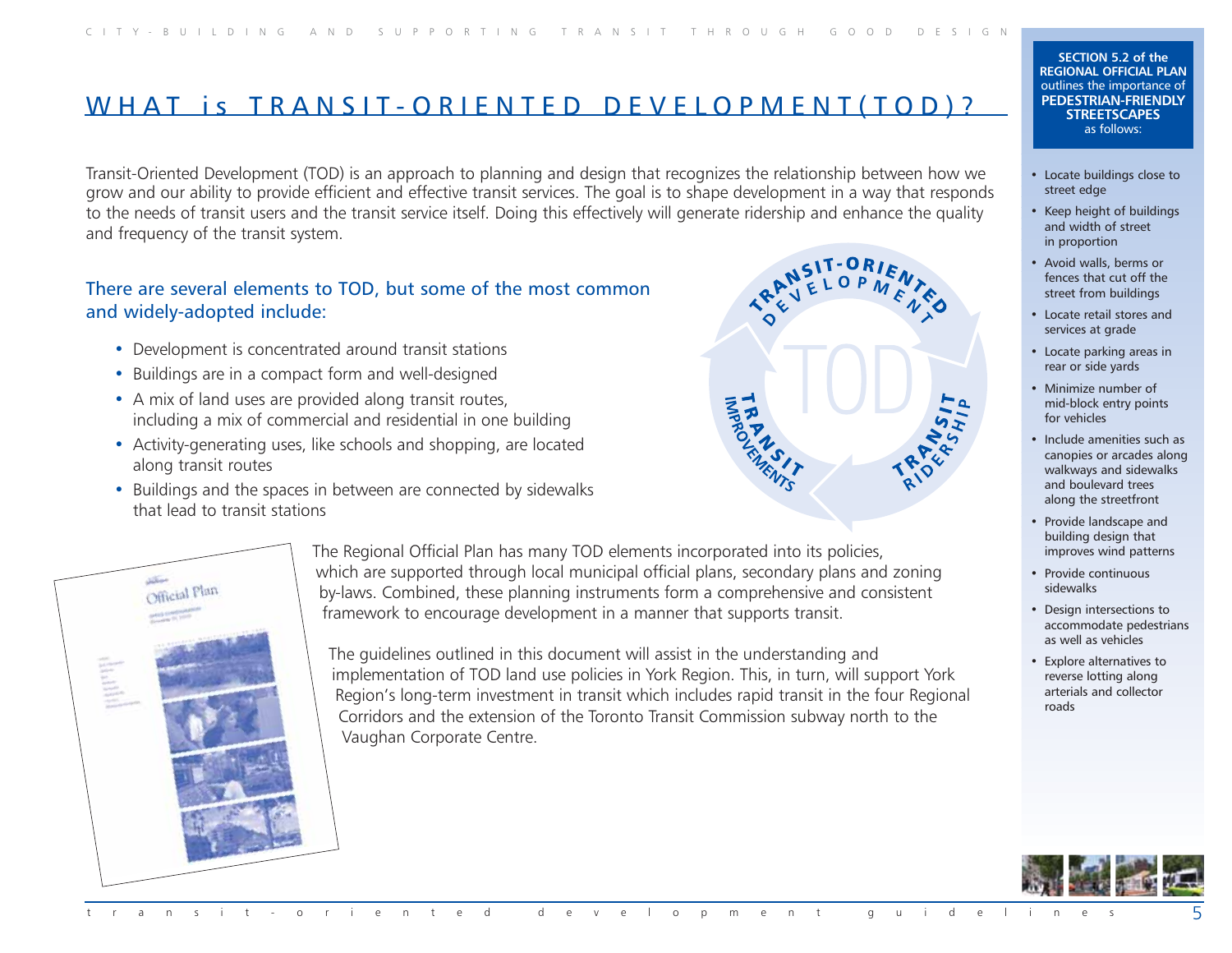# WHAT is TRANSIT-ORIENTED DEVELOPMENT (TOD)?

Transit-Oriented Development (TOD) is an approach to planning and design that recognizes the relationship between how we grow and our ability to provide efficient and effective transit services. The goal is to shape development in a way that responds to the needs of transit users and the transit service itself. Doing this effectively will generate ridership and enhance the quality and frequency of the transit system.

## There are several elements to TOD, but some of the most common and widely-adopted include:

- Development is concentrated around transit stations
- Buildings are in a compact form and well-designed
- A mix of land uses are provided along transit routes, including a mix of commercial and residential in one building
- Activity-generating uses, like schools and shopping, are located along transit routes
- Buildings and the spaces in between are connected by sidewalks that lead to transit stations

TRANSIT-ORIENTED DEVELOPMENT → TRANSIT RIDERSHIP → TRANSIT IMPROVEMENTS (TOD)

The Regional Official Plan has many TOD elements incorporated into its policies, which are supported through local municipal official plans, secondary plans and zoning by-laws. Combined, these planning instruments form a comprehensive and consistent framework to encourage development in a manner that supports transit.

The guidelines outlined in this document will assist in the understanding and implementation of TOD land use policies in York Region. This, in turn, will support York Region's long-term investment in transit which includes rapid transit in the four Regional Corridors and the extension of the Toronto Transit Commission subway north to the Vaughan Corporate Centre.

**SECTION 5.2 of the REGIONAL OFFICIAL PLAN** outlines the importance of **PEDESTRIAN-FRIENDLY STREETSCAPES** as follows:

- Locate buildings close to street edge
- Keep height of buildings and width of street in proportion
- Avoid walls, berms or fences that cut off the street from buildings
- Locate retail stores and services at grade
- Locate parking areas in rear or side yards
- Minimize number of mid-block entry points for vehicles
- Include amenities such as canopies or arcades along walkways and sidewalks and boulevard trees along the streetfront
- Provide landscape and building design that improves wind patterns
- Provide continuous sidewalks
- Design intersections to accommodate pedestrians as well as vehicles
- Explore alternatives to reverse lotting along arterials and collector roads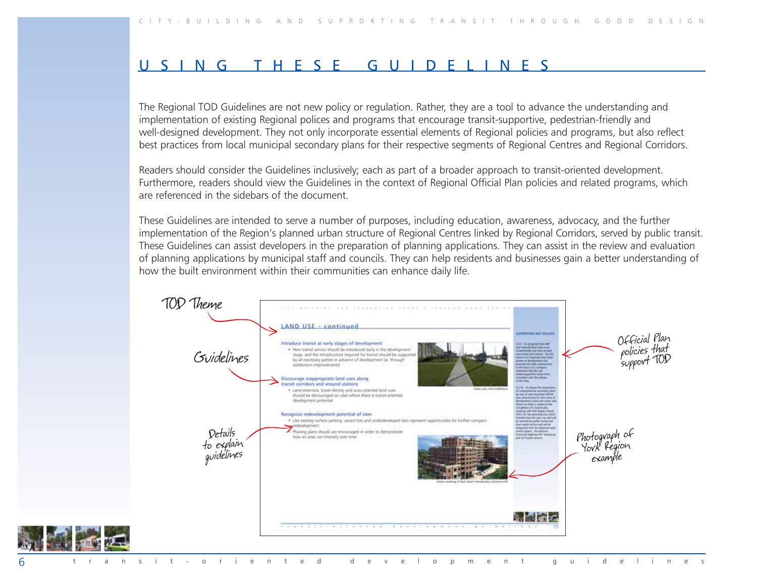# USING THESE GUIDELINES

The Regional TOD Guidelines are not new policy or regulation. Rather, they are a tool to advance the understanding and implementation of existing Regional polices and programs that encourage transit-supportive, pedestrian-friendly and well-designed development. They not only incorporate essential elements of Regional policies and programs, but also reflect best practices from local municipal secondary plans for their respective segments of Regional Centres and Regional Corridors.

Readers should consider the Guidelines inclusively; each as part of a broader approach to transit-oriented development. Furthermore, readers should view the Guidelines in the context of Regional Official Plan policies and related programs, which are referenced in the sidebars of the document.

These Guidelines are intended to serve a number of purposes, including education, awareness, advocacy, and the further implementation of the Region's planned urban structure of Regional Centres linked by Regional Corridors, served by public transit. These Guidelines can assist developers in the preparation of planning applications. They can assist in the review and evaluation of planning applications by municipal staff and councils. They can help residents and businesses gain a better understanding of how the built environment within their communities can enhance daily life.

TOD Theme

Guidelines

Details to explain guidelines

Official Plan policies that support TOD

Photograph of York Region example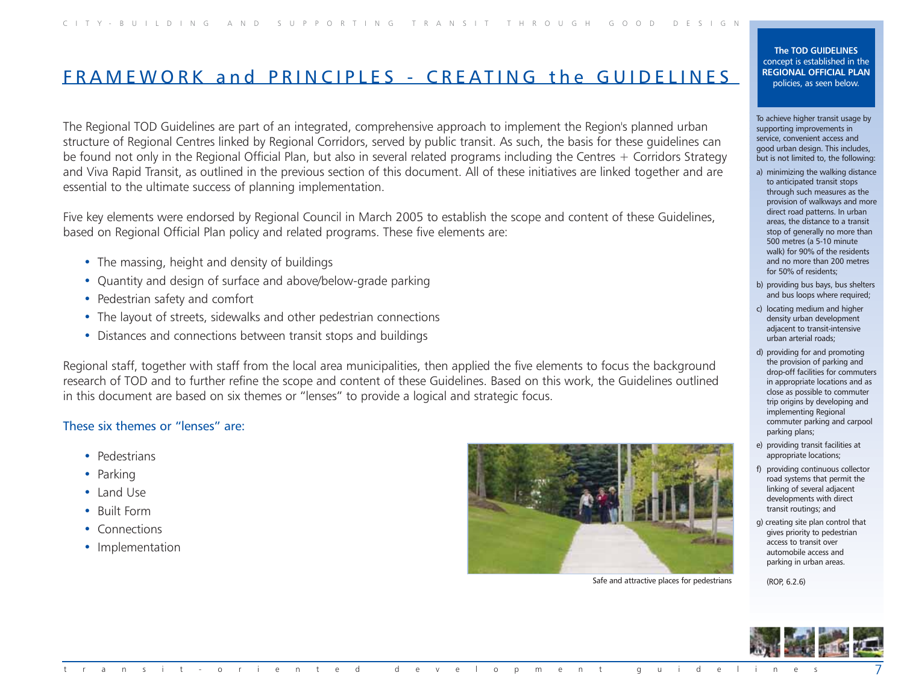# FRAMEWORK and PRINCIPLES - CREATING the GUIDELINES

The Regional TOD Guidelines are part of an integrated, comprehensive approach to implement the Region's planned urban structure of Regional Centres linked by Regional Corridors, served by public transit. As such, the basis for these guidelines can be found not only in the Regional Official Plan, but also in several related programs including the Centres + Corridors Strategy and Viva Rapid Transit, as outlined in the previous section of this document. All of these initiatives are linked together and are essential to the ultimate success of planning implementation.

Five key elements were endorsed by Regional Council in March 2005 to establish the scope and content of these Guidelines, based on Regional Official Plan policy and related programs. These five elements are:

- The massing, height and density of buildings
- Quantity and design of surface and above/below-grade parking
- Pedestrian safety and comfort
- The layout of streets, sidewalks and other pedestrian connections
- Distances and connections between transit stops and buildings

Regional staff, together with staff from the local area municipalities, then applied the five elements to focus the background research of TOD and to further refine the scope and content of these Guidelines. Based on this work, the Guidelines outlined in this document are based on six themes or "lenses" to provide a logical and strategic focus.

These six themes or "lenses" are:

- Pedestrians
- Parking
- Land Use
- Built Form
- Connections
- Implementation

Safe and attractive places for pedestrians

**The TOD GUIDELINES** concept is established in the **REGIONAL OFFICIAL PLAN** policies, as seen below.

To achieve higher transit usage by supporting improvements in service, convenient access and good urban design. This includes, but is not limited to, the following:

a) minimizing the walking distance to anticipated transit stops through such measures as the provision of walkways and more direct road patterns. In urban areas, the distance to a transit stop of generally no more than 500 metres (a 5-10 minute walk) for 90% of the residents and no more than 200 metres for 50% of residents;

b) providing bus bays, bus shelters and bus loops where required;

c) locating medium and higher density urban development adjacent to transit-intensive urban arterial roads;

d) providing for and promoting the provision of parking and drop-off facilities for commuters in appropriate locations and as close as possible to commuter trip origins by developing and implementing Regional commuter parking and carpool parking plans;

e) providing transit facilities at appropriate locations;

f) providing continuous collector road systems that permit the linking of several adjacent developments with direct transit routings; and

g) creating site plan control that gives priority to pedestrian access to transit over automobile access and parking in urban areas.

(ROP, 6.2.6)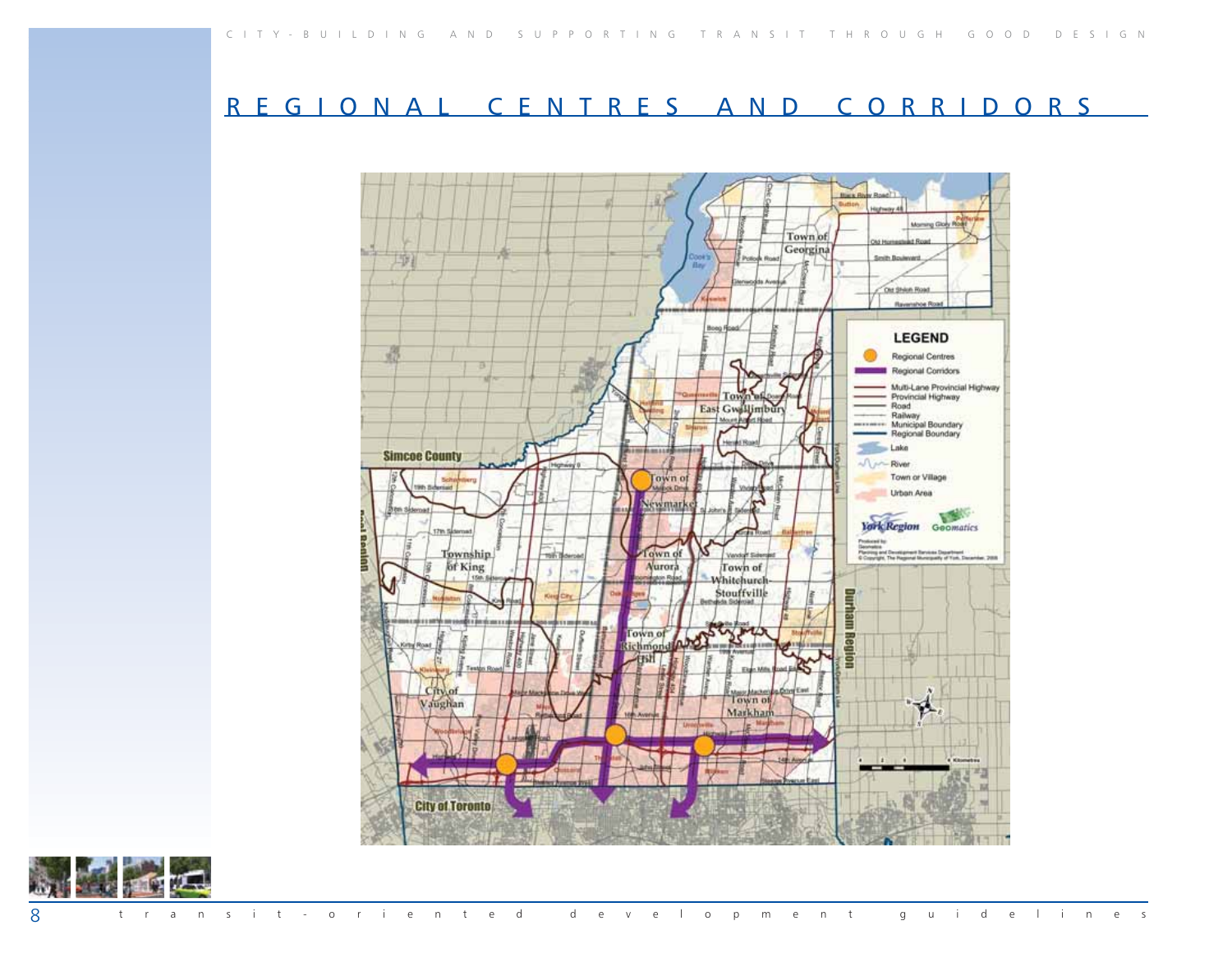# REGIONAL CENTRES AND CORRIDORS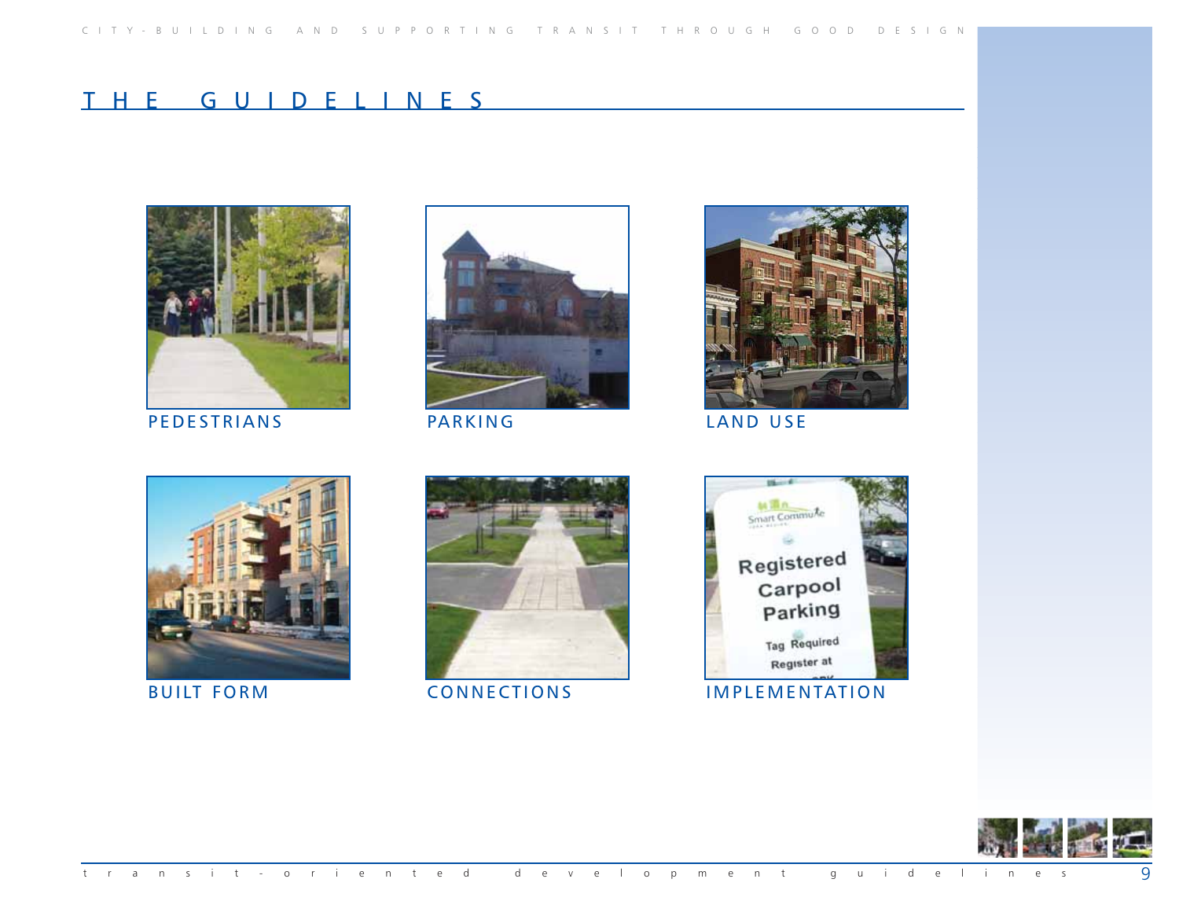# THE GUIDELINES

PEDESTRIANS

PARKING

LAND USE

BUILT FORM

CONNECTIONS

IMPLEMENTATION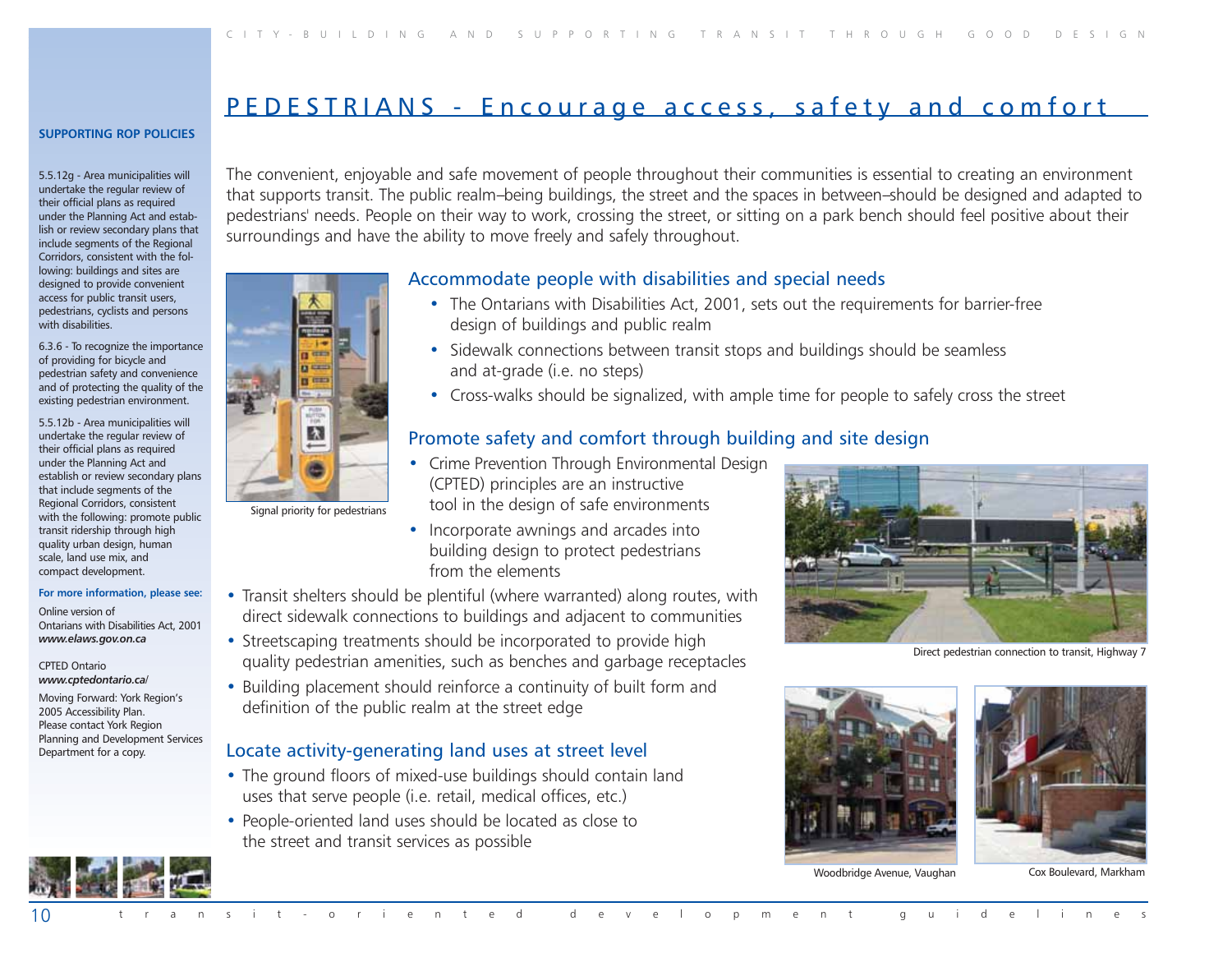# PEDESTRIANS - Encourage access, safety and comfort

**SUPPORTING ROP POLICIES**

5.5.12g - Area municipalities will undertake the regular review of their official plans as required under the Planning Act and establish or review secondary plans that include segments of the Regional Corridors, consistent with the following: buildings and sites are designed to provide convenient access for public transit users, pedestrians, cyclists and persons with disabilities.

6.3.6 - To recognize the importance of providing for bicycle and pedestrian safety and convenience and of protecting the quality of the existing pedestrian environment.

5.5.12b - Area municipalities will undertake the regular review of their official plans as required under the Planning Act and establish or review secondary plans that include segments of the Regional Corridors, consistent with the following: promote public transit ridership through high quality urban design, human scale, land use mix, and compact development.

**For more information, please see:**

Online version of Ontarians with Disabilities Act, 2001
***www.elaws.gov.on.ca***

CPTED Ontario
***www.cptedontario.ca/***

Moving Forward: York Region's 2005 Accessibility Plan. Please contact York Region Planning and Development Services Department for a copy.

The convenient, enjoyable and safe movement of people throughout their communities is essential to creating an environment that supports transit. The public realm–being buildings, the street and the spaces in between–should be designed and adapted to pedestrians' needs. People on their way to work, crossing the street, or sitting on a park bench should feel positive about their surroundings and have the ability to move freely and safely throughout.

Signal priority for pedestrians

## Accommodate people with disabilities and special needs

- The Ontarians with Disabilities Act, 2001, sets out the requirements for barrier-free design of buildings and public realm
- Sidewalk connections between transit stops and buildings should be seamless and at-grade (i.e. no steps)
- Cross-walks should be signalized, with ample time for people to safely cross the street

## Promote safety and comfort through building and site design

- Crime Prevention Through Environmental Design (CPTED) principles are an instructive tool in the design of safe environments
- Incorporate awnings and arcades into building design to protect pedestrians from the elements
- Transit shelters should be plentiful (where warranted) along routes, with direct sidewalk connections to buildings and adjacent to communities
- Streetscaping treatments should be incorporated to provide high quality pedestrian amenities, such as benches and garbage receptacles
- Building placement should reinforce a continuity of built form and definition of the public realm at the street edge

Direct pedestrian connection to transit, Highway 7

## Locate activity-generating land uses at street level

- The ground floors of mixed-use buildings should contain land uses that serve people (i.e. retail, medical offices, etc.)
- People-oriented land uses should be located as close to the street and transit services as possible

Woodbridge Avenue, Vaughan

Cox Boulevard, Markham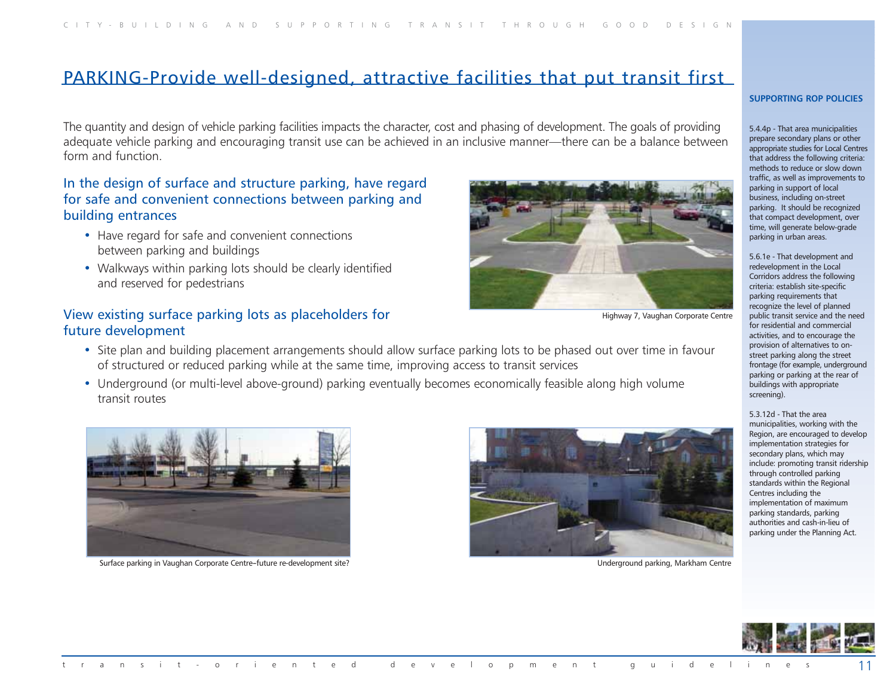## PARKING-Provide well-designed, attractive facilities that put transit first

The quantity and design of vehicle parking facilities impacts the character, cost and phasing of development. The goals of providing adequate vehicle parking and encouraging transit use can be achieved in an inclusive manner—there can be a balance between form and function.

### In the design of surface and structure parking, have regard for safe and convenient connections between parking and building entrances

- Have regard for safe and convenient connections between parking and buildings
- Walkways within parking lots should be clearly identified and reserved for pedestrians

Highway 7, Vaughan Corporate Centre

### View existing surface parking lots as placeholders for future development

- Site plan and building placement arrangements should allow surface parking lots to be phased out over time in favour of structured or reduced parking while at the same time, improving access to transit services
- Underground (or multi-level above-ground) parking eventually becomes economically feasible along high volume transit routes

Surface parking in Vaughan Corporate Centre–future re-development site?

Underground parking, Markham Centre

**SUPPORTING ROP POLICIES**

5.4.4p - That area municipalities prepare secondary plans or other appropriate studies for Local Centres that address the following criteria: methods to reduce or slow down traffic, as well as improvements to parking in support of local business, including on-street parking. It should be recognized that compact development, over time, will generate below-grade parking in urban areas.

5.6.1e - That development and redevelopment in the Local Corridors address the following criteria: establish site-specific parking requirements that recognize the level of planned public transit service and the need for residential and commercial activities, and to encourage the provision of alternatives to on-street parking along the street frontage (for example, underground parking or parking at the rear of buildings with appropriate screening).

5.3.12d - That the area municipalities, working with the Region, are encouraged to develop implementation strategies for secondary plans, which may include: promoting transit ridership through controlled parking standards within the Regional Centres including the implementation of maximum parking standards, parking authorities and cash-in-lieu of parking under the Planning Act.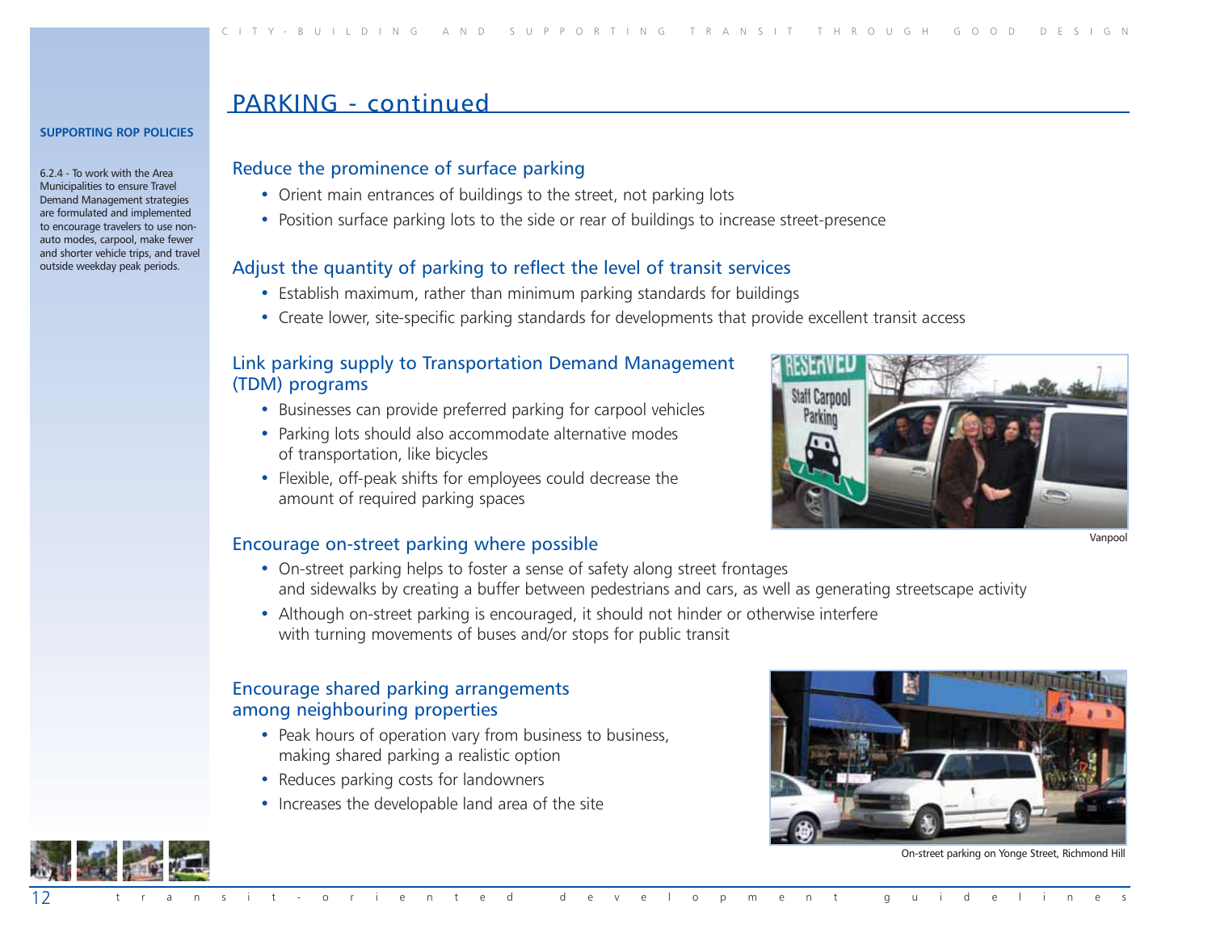## PARKING - continued

**SUPPORTING ROP POLICIES**

6.2.4 - To work with the Area Municipalities to ensure Travel Demand Management strategies are formulated and implemented to encourage travelers to use non-auto modes, carpool, make fewer and shorter vehicle trips, and travel outside weekday peak periods.

### Reduce the prominence of surface parking

- Orient main entrances of buildings to the street, not parking lots
- Position surface parking lots to the side or rear of buildings to increase street-presence

### Adjust the quantity of parking to reflect the level of transit services

- Establish maximum, rather than minimum parking standards for buildings
- Create lower, site-specific parking standards for developments that provide excellent transit access

### Link parking supply to Transportation Demand Management (TDM) programs

- Businesses can provide preferred parking for carpool vehicles
- Parking lots should also accommodate alternative modes of transportation, like bicycles
- Flexible, off-peak shifts for employees could decrease the amount of required parking spaces

Vanpool

### Encourage on-street parking where possible

- On-street parking helps to foster a sense of safety along street frontages and sidewalks by creating a buffer between pedestrians and cars, as well as generating streetscape activity
- Although on-street parking is encouraged, it should not hinder or otherwise interfere with turning movements of buses and/or stops for public transit

### Encourage shared parking arrangements among neighbouring properties

- Peak hours of operation vary from business to business, making shared parking a realistic option
- Reduces parking costs for landowners
- Increases the developable land area of the site

On-street parking on Yonge Street, Richmond Hill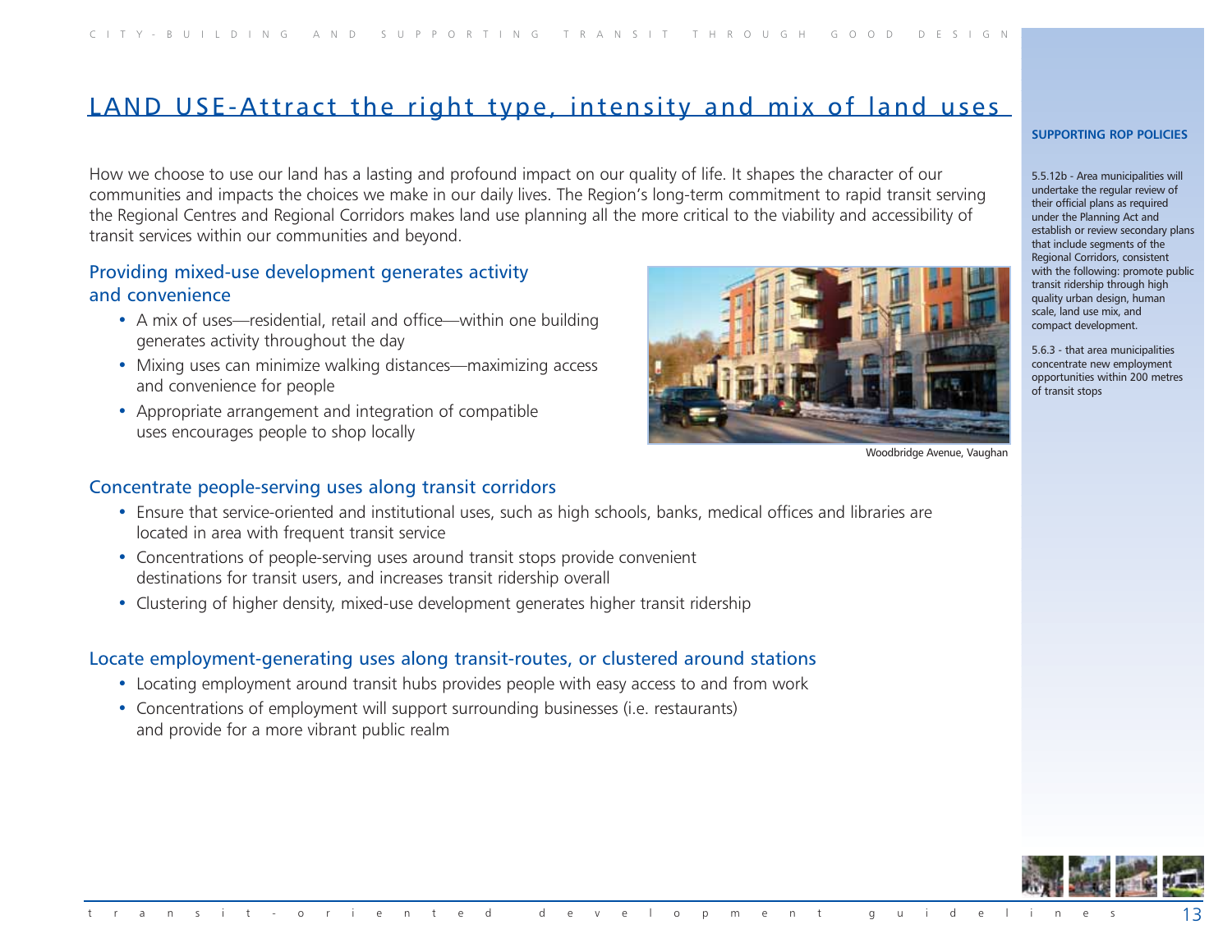## LAND USE-Attract the right type, intensity and mix of land uses

How we choose to use our land has a lasting and profound impact on our quality of life. It shapes the character of our communities and impacts the choices we make in our daily lives. The Region's long-term commitment to rapid transit serving the Regional Centres and Regional Corridors makes land use planning all the more critical to the viability and accessibility of transit services within our communities and beyond.

### Providing mixed-use development generates activity and convenience

- A mix of uses—residential, retail and office—within one building generates activity throughout the day
- Mixing uses can minimize walking distances—maximizing access and convenience for people
- Appropriate arrangement and integration of compatible uses encourages people to shop locally

Woodbridge Avenue, Vaughan

### Concentrate people-serving uses along transit corridors

- Ensure that service-oriented and institutional uses, such as high schools, banks, medical offices and libraries are located in area with frequent transit service
- Concentrations of people-serving uses around transit stops provide convenient destinations for transit users, and increases transit ridership overall
- Clustering of higher density, mixed-use development generates higher transit ridership

### Locate employment-generating uses along transit-routes, or clustered around stations

- Locating employment around transit hubs provides people with easy access to and from work
- Concentrations of employment will support surrounding businesses (i.e. restaurants) and provide for a more vibrant public realm

**SUPPORTING ROP POLICIES**

5.5.12b - Area municipalities will undertake the regular review of their official plans as required under the Planning Act and establish or review secondary plans that include segments of the Regional Corridors, consistent with the following: promote public transit ridership through high quality urban design, human scale, land use mix, and compact development.

5.6.3 - that area municipalities concentrate new employment opportunities within 200 metres of transit stops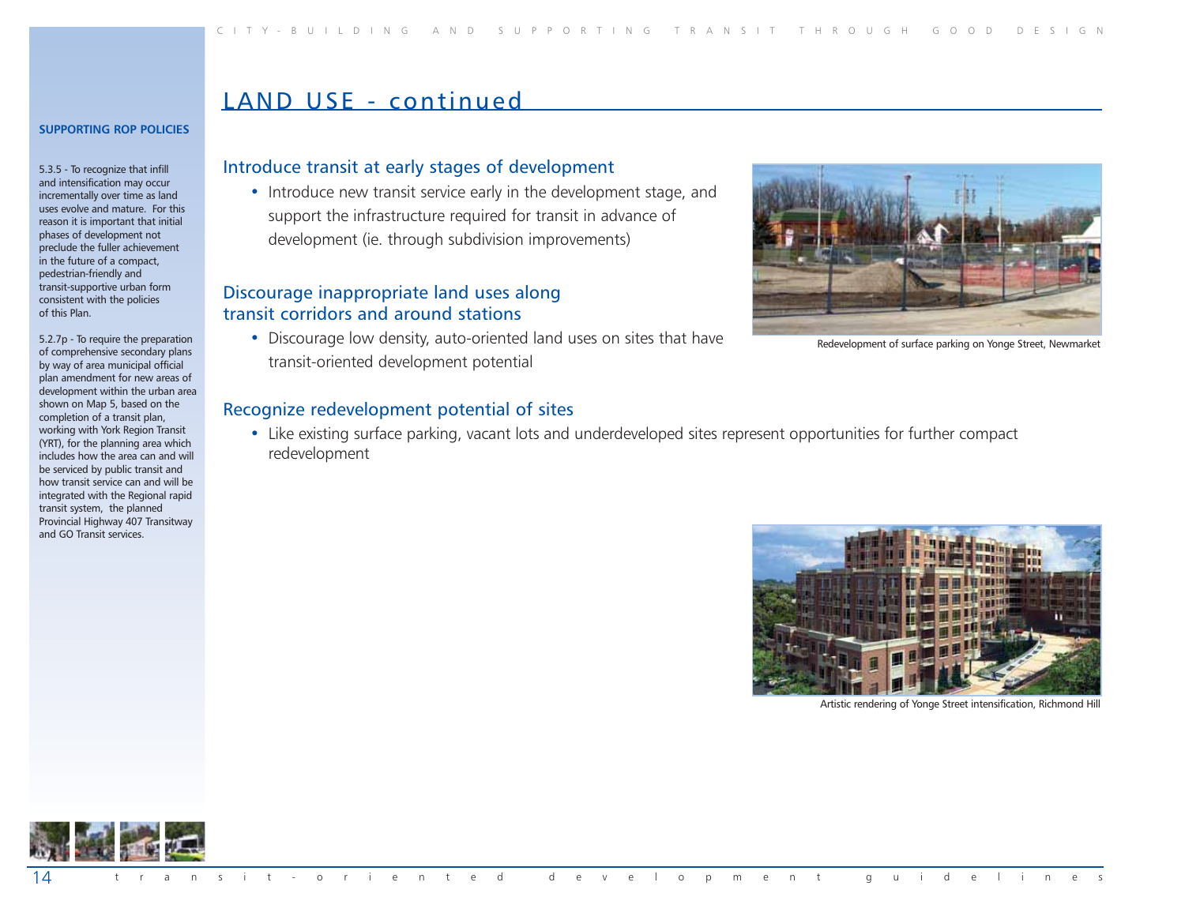## LAND USE - continued

**SUPPORTING ROP POLICIES**

5.3.5 - To recognize that infill and intensification may occur incrementally over time as land uses evolve and mature. For this reason it is important that initial phases of development not preclude the fuller achievement in the future of a compact, pedestrian-friendly and transit-supportive urban form consistent with the policies of this Plan.

5.2.7p - To require the preparation of comprehensive secondary plans by way of area municipal official plan amendment for new areas of development within the urban area shown on Map 5, based on the completion of a transit plan, working with York Region Transit (YRT), for the planning area which includes how the area can and will be serviced by public transit and how transit service can and will be integrated with the Regional rapid transit system, the planned Provincial Highway 407 Transitway and GO Transit services.

### Introduce transit at early stages of development

- Introduce new transit service early in the development stage, and support the infrastructure required for transit in advance of development (ie. through subdivision improvements)

### Discourage inappropriate land uses along transit corridors and around stations

- Discourage low density, auto-oriented land uses on sites that have transit-oriented development potential

Redevelopment of surface parking on Yonge Street, Newmarket

### Recognize redevelopment potential of sites

- Like existing surface parking, vacant lots and underdeveloped sites represent opportunities for further compact redevelopment

Artistic rendering of Yonge Street intensification, Richmond Hill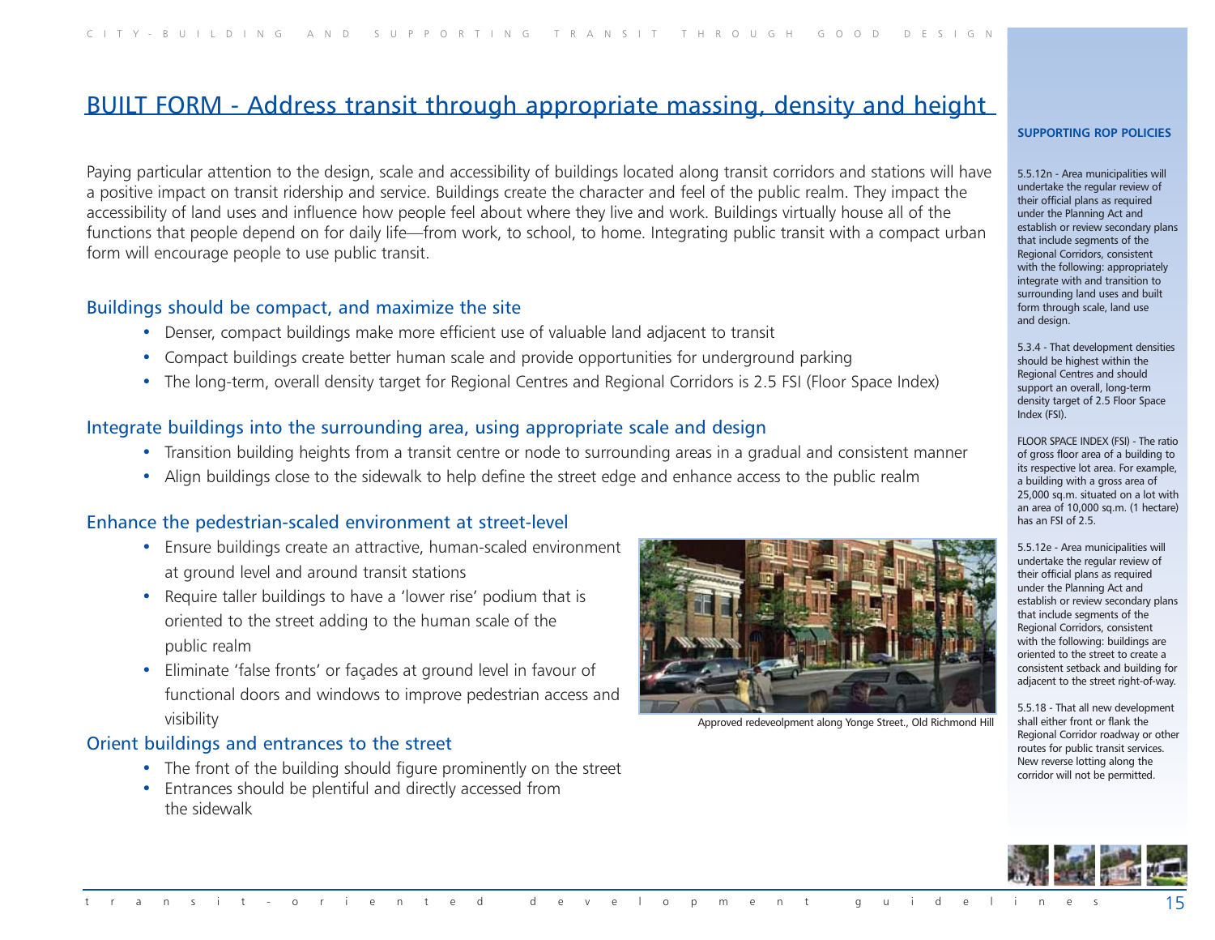## BUILT FORM - Address transit through appropriate massing, density and height

Paying particular attention to the design, scale and accessibility of buildings located along transit corridors and stations will have a positive impact on transit ridership and service. Buildings create the character and feel of the public realm. They impact the accessibility of land uses and influence how people feel about where they live and work. Buildings virtually house all of the functions that people depend on for daily life—from work, to school, to home. Integrating public transit with a compact urban form will encourage people to use public transit.

### Buildings should be compact, and maximize the site

- Denser, compact buildings make more efficient use of valuable land adjacent to transit
- Compact buildings create better human scale and provide opportunities for underground parking
- The long-term, overall density target for Regional Centres and Regional Corridors is 2.5 FSI (Floor Space Index)

### Integrate buildings into the surrounding area, using appropriate scale and design

- Transition building heights from a transit centre or node to surrounding areas in a gradual and consistent manner
- Align buildings close to the sidewalk to help define the street edge and enhance access to the public realm

### Enhance the pedestrian-scaled environment at street-level

- Ensure buildings create an attractive, human-scaled environment at ground level and around transit stations
- Require taller buildings to have a 'lower rise' podium that is oriented to the street adding to the human scale of the public realm
- Eliminate 'false fronts' or façades at ground level in favour of functional doors and windows to improve pedestrian access and visibility

Approved redeveolpment along Yonge Street., Old Richmond Hill

### Orient buildings and entrances to the street

- The front of the building should figure prominently on the street
- Entrances should be plentiful and directly accessed from the sidewalk

**SUPPORTING ROP POLICIES**

5.5.12n - Area municipalities will undertake the regular review of their official plans as required under the Planning Act and establish or review secondary plans that include segments of the Regional Corridors, consistent with the following: appropriately integrate with and transition to surrounding land uses and built form through scale, land use and design.

5.3.4 - That development densities should be highest within the Regional Centres and should support an overall, long-term density target of 2.5 Floor Space Index (FSI).

FLOOR SPACE INDEX (FSI) - The ratio of gross floor area of a building to its respective lot area. For example, a building with a gross area of 25,000 sq.m. situated on a lot with an area of 10,000 sq.m. (1 hectare) has an FSI of 2.5.

5.5.12e - Area municipalities will undertake the regular review of their official plans as required under the Planning Act and establish or review secondary plans that include segments of the Regional Corridors, consistent with the following: buildings are oriented to the street to create a consistent setback and building for adjacent to the street right-of-way.

5.5.18 - That all new development shall either front or flank the Regional Corridor roadway or other routes for public transit services. New reverse lotting along the corridor will not be permitted.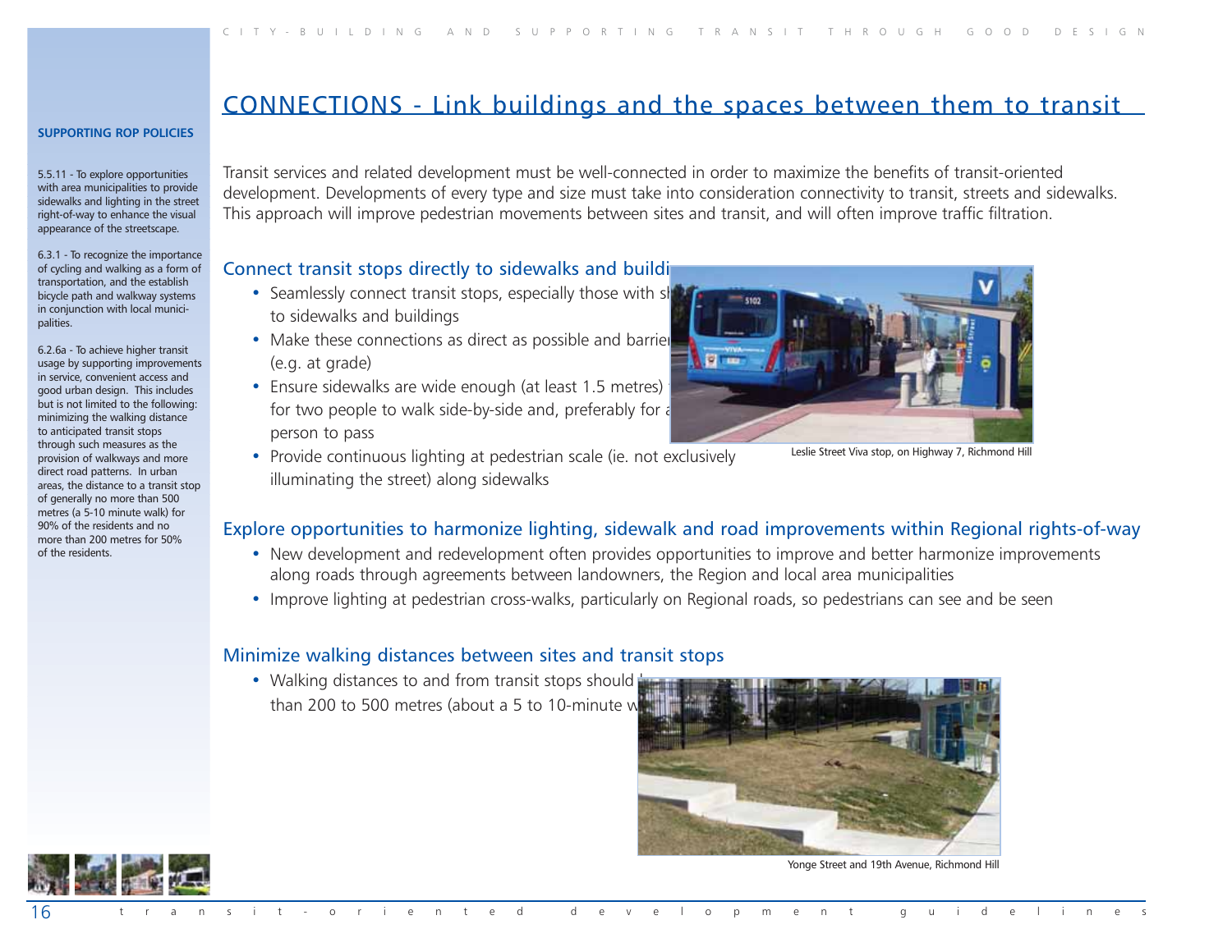# CONNECTIONS - Link buildings and the spaces between them to transit

**SUPPORTING ROP POLICIES**

5.5.11 - To explore opportunities with area municipalities to provide sidewalks and lighting in the street right-of-way to enhance the visual appearance of the streetscape.

6.3.1 - To recognize the importance of cycling and walking as a form of transportation, and the establish bicycle path and walkway systems in conjunction with local municipalities.

6.2.6a - To achieve higher transit usage by supporting improvements in service, convenient access and good urban design. This includes but is not limited to the following: minimizing the walking distance to anticipated transit stops through such measures as the provision of walkways and more direct road patterns. In urban areas, the distance to a transit stop of generally no more than 500 metres (a 5-10 minute walk) for 90% of the residents and no more than 200 metres for 50% of the residents.

Transit services and related development must be well-connected in order to maximize the benefits of transit-oriented development. Developments of every type and size must take into consideration connectivity to transit, streets and sidewalks. This approach will improve pedestrian movements between sites and transit, and will often improve traffic filtration.

## Connect transit stops directly to sidewalks and buildi

- Seamlessly connect transit stops, especially those with sh to sidewalks and buildings
- Make these connections as direct as possible and barrier (e.g. at grade)
- Ensure sidewalks are wide enough (at least 1.5 metres) for two people to walk side-by-side and, preferably for a person to pass
- Provide continuous lighting at pedestrian scale (ie. not exclusively illuminating the street) along sidewalks

Leslie Street Viva stop, on Highway 7, Richmond Hill

## Explore opportunities to harmonize lighting, sidewalk and road improvements within Regional rights-of-way

- New development and redevelopment often provides opportunities to improve and better harmonize improvements along roads through agreements between landowners, the Region and local area municipalities
- Improve lighting at pedestrian cross-walks, particularly on Regional roads, so pedestrians can see and be seen

## Minimize walking distances between sites and transit stops

- Walking distances to and from transit stops should than 200 to 500 metres (about a 5 to 10-minute w

Yonge Street and 19th Avenue, Richmond Hill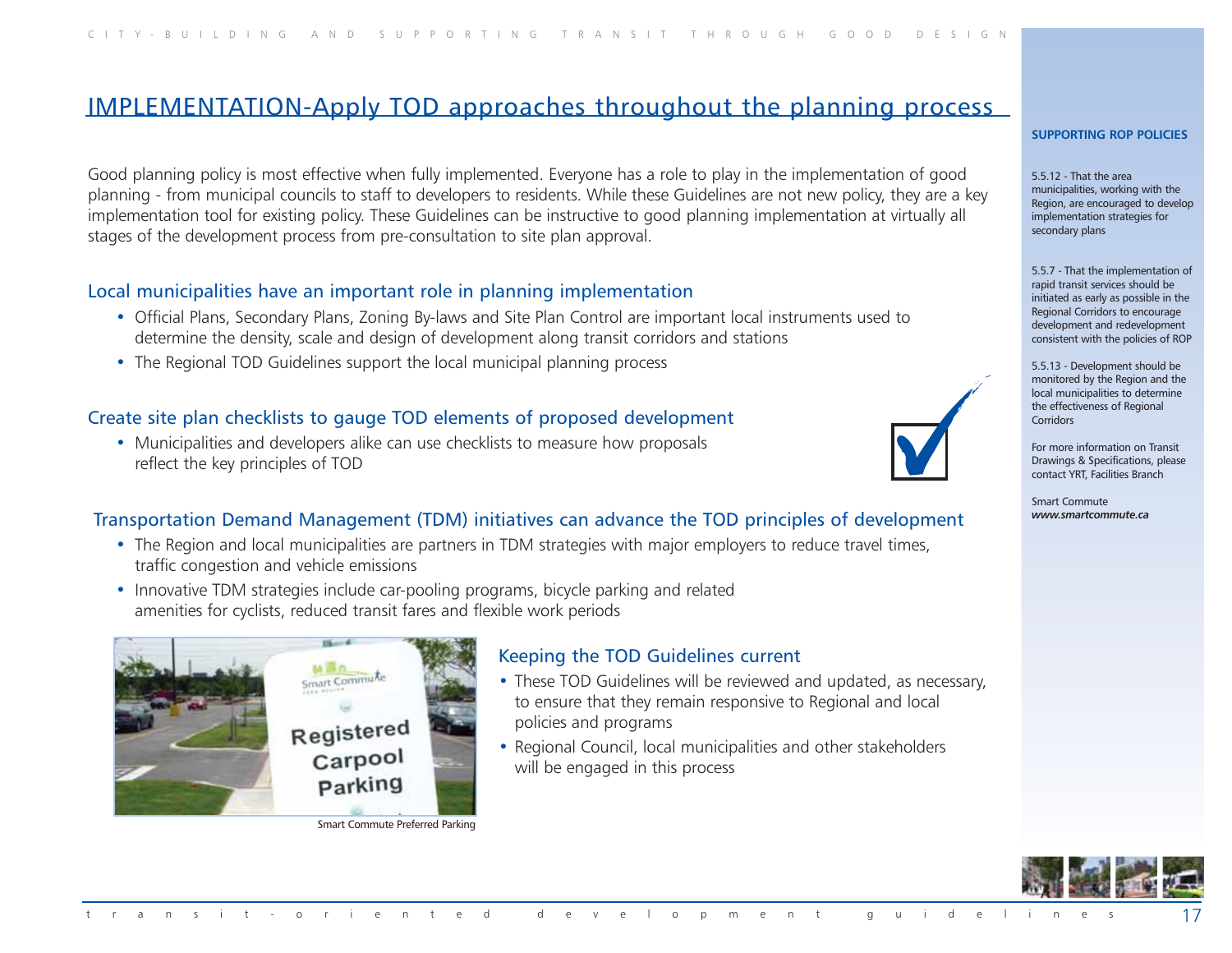# IMPLEMENTATION-Apply TOD approaches throughout the planning process

Good planning policy is most effective when fully implemented. Everyone has a role to play in the implementation of good planning - from municipal councils to staff to developers to residents. While these Guidelines are not new policy, they are a key implementation tool for existing policy. These Guidelines can be instructive to good planning implementation at virtually all stages of the development process from pre-consultation to site plan approval.

## Local municipalities have an important role in planning implementation

- Official Plans, Secondary Plans, Zoning By-laws and Site Plan Control are important local instruments used to determine the density, scale and design of development along transit corridors and stations
- The Regional TOD Guidelines support the local municipal planning process

## Create site plan checklists to gauge TOD elements of proposed development

- Municipalities and developers alike can use checklists to measure how proposals reflect the key principles of TOD

## Transportation Demand Management (TDM) initiatives can advance the TOD principles of development

- The Region and local municipalities are partners in TDM strategies with major employers to reduce travel times, traffic congestion and vehicle emissions
- Innovative TDM strategies include car-pooling programs, bicycle parking and related amenities for cyclists, reduced transit fares and flexible work periods

Smart Commute Preferred Parking

## Keeping the TOD Guidelines current

- These TOD Guidelines will be reviewed and updated, as necessary, to ensure that they remain responsive to Regional and local policies and programs
- Regional Council, local municipalities and other stakeholders will be engaged in this process

**SUPPORTING ROP POLICIES**

5.5.12 - That the area municipalities, working with the Region, are encouraged to develop implementation strategies for secondary plans

5.5.7 - That the implementation of rapid transit services should be initiated as early as possible in the Regional Corridors to encourage development and redevelopment consistent with the policies of ROP

5.5.13 - Development should be monitored by the Region and the local municipalities to determine the effectiveness of Regional Corridors

For more information on Transit Drawings & Specifications, please contact YRT, Facilities Branch

Smart Commute
***www.smartcommute.ca***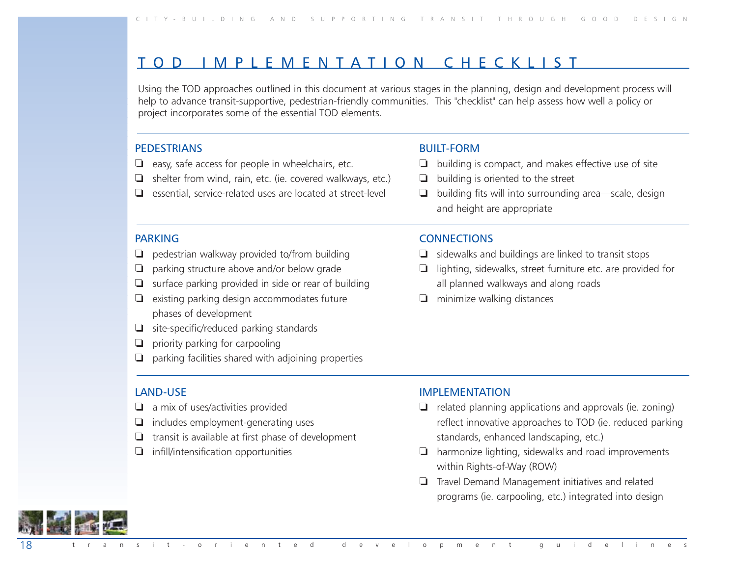# TOD IMPLEMENTATION CHECKLIST

Using the TOD approaches outlined in this document at various stages in the planning, design and development process will help to advance transit-supportive, pedestrian-friendly communities. This "checklist" can help assess how well a policy or project incorporates some of the essential TOD elements.

## PEDESTRIANS

- ❑ easy, safe access for people in wheelchairs, etc.
- ❑ shelter from wind, rain, etc. (ie. covered walkways, etc.)
- ❑ essential, service-related uses are located at street-level

## BUILT-FORM

- ❑ building is compact, and makes effective use of site
- ❑ building is oriented to the street
- ❑ building fits will into surrounding area—scale, design and height are appropriate

## PARKING

- ❑ pedestrian walkway provided to/from building
- ❑ parking structure above and/or below grade
- ❑ surface parking provided in side or rear of building
- ❑ existing parking design accommodates future phases of development
- ❑ site-specific/reduced parking standards
- ❑ priority parking for carpooling
- ❑ parking facilities shared with adjoining properties

## CONNECTIONS

- ❑ sidewalks and buildings are linked to transit stops
- ❑ lighting, sidewalks, street furniture etc. are provided for all planned walkways and along roads
- ❑ minimize walking distances

## LAND-USE

- ❑ a mix of uses/activities provided
- ❑ includes employment-generating uses
- ❑ transit is available at first phase of development
- ❑ infill/intensification opportunities

## IMPLEMENTATION

- ❑ related planning applications and approvals (ie. zoning) reflect innovative approaches to TOD (ie. reduced parking standards, enhanced landscaping, etc.)
- ❑ harmonize lighting, sidewalks and road improvements within Rights-of-Way (ROW)
- ❑ Travel Demand Management initiatives and related programs (ie. carpooling, etc.) integrated into design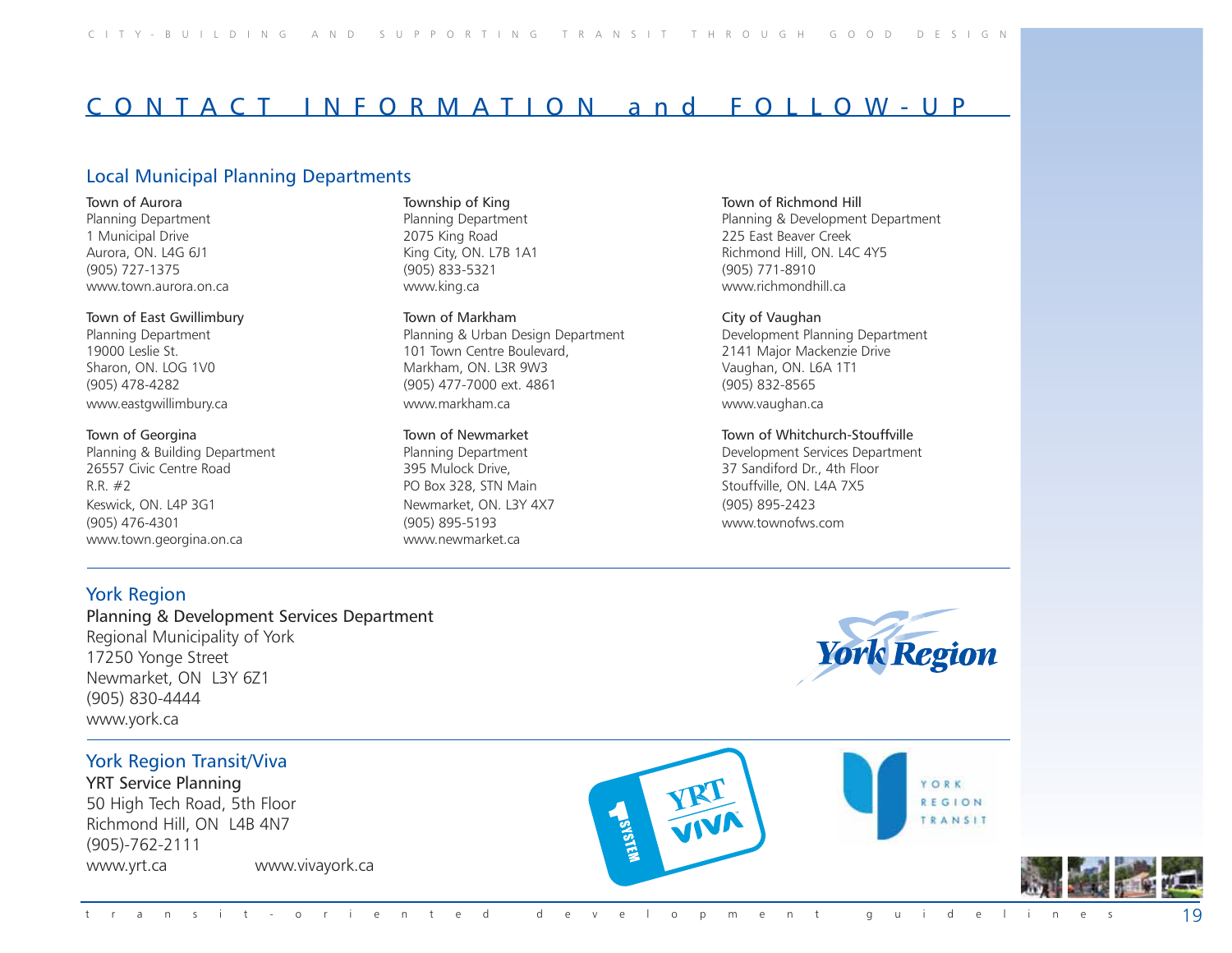# CONTACT INFORMATION and FOLLOW-UP

## Local Municipal Planning Departments

Town of Aurora
Planning Department
1 Municipal Drive
Aurora, ON. L4G 6J1
(905) 727-1375
www.town.aurora.on.ca

Town of East Gwillimbury
Planning Department
19000 Leslie St.
Sharon, ON. LOG 1V0
(905) 478-4282
www.eastgwillimbury.ca

Town of Georgina
Planning & Building Department
26557 Civic Centre Road
R.R. #2
Keswick, ON. L4P 3G1
(905) 476-4301
www.town.georgina.on.ca

Township of King
Planning Department
2075 King Road
King City, ON. L7B 1A1
(905) 833-5321
www.king.ca

Town of Markham
Planning & Urban Design Department
101 Town Centre Boulevard,
Markham, ON. L3R 9W3
(905) 477-7000 ext. 4861
www.markham.ca

Town of Newmarket
Planning Department
395 Mulock Drive,
PO Box 328, STN Main
Newmarket, ON. L3Y 4X7
(905) 895-5193
www.newmarket.ca

Town of Richmond Hill
Planning & Development Department
225 East Beaver Creek
Richmond Hill, ON. L4C 4Y5
(905) 771-8910
www.richmondhill.ca

City of Vaughan
Development Planning Department
2141 Major Mackenzie Drive
Vaughan, ON. L6A 1T1
(905) 832-8565
www.vaughan.ca

Town of Whitchurch-Stouffville
Development Services Department
37 Sandiford Dr., 4th Floor
Stouffville, ON. L4A 7X5
(905) 895-2423
www.townofws.com

## York Region

Planning & Development Services Department
Regional Municipality of York
17250 Yonge Street
Newmarket, ON L3Y 6Z1
(905) 830-4444
www.york.ca

## York Region Transit/Viva

YRT Service Planning
50 High Tech Road, 5th Floor
Richmond Hill, ON L4B 4N7
(905)-762-2111
www.yrt.ca www.vivayork.ca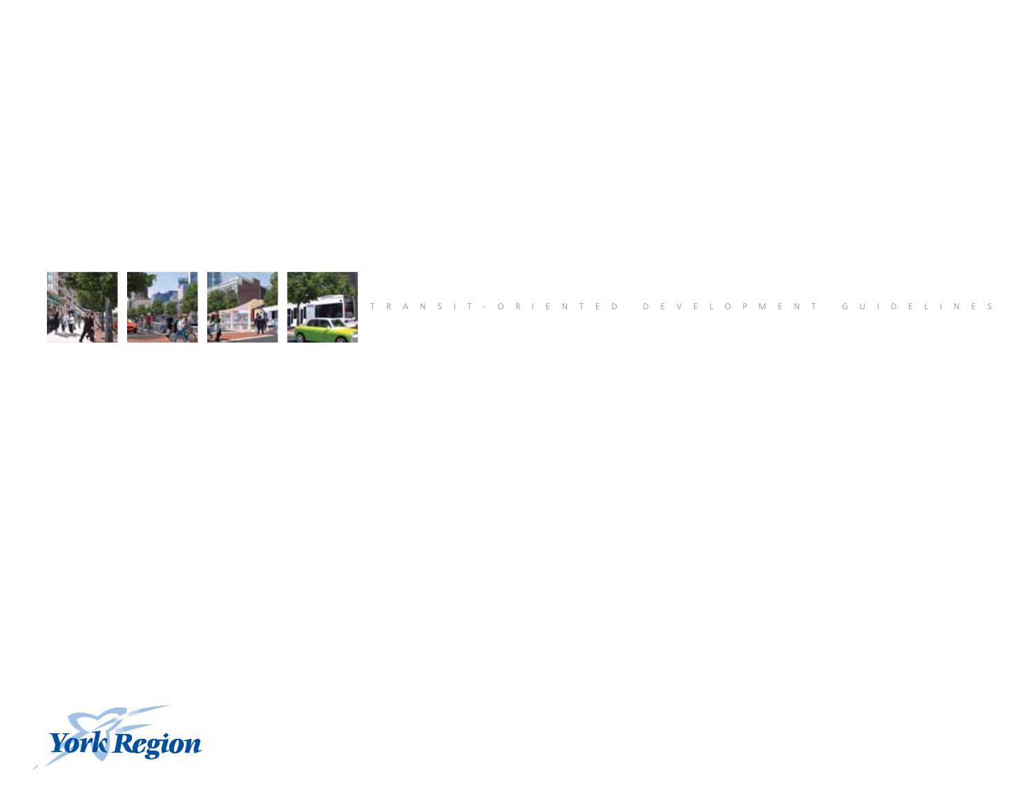TRANSIT-ORIENTED DEVELOPMENT GUIDELINES

York Region